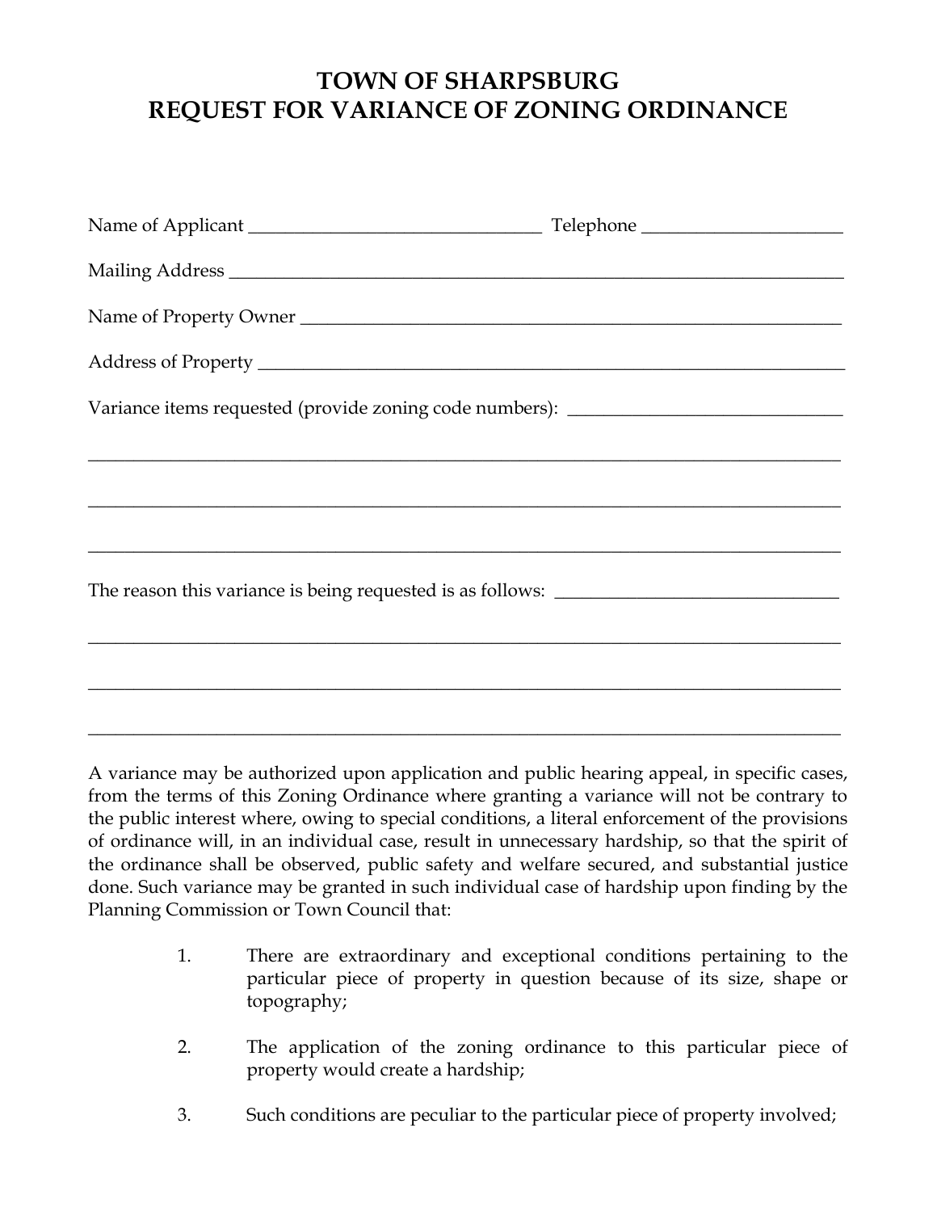# TOWN OF SHARPSBURG
# REQUEST FOR VARIANCE OF ZONING ORDINANCE

Name of Applicant _______________________________ Telephone _____________________

Mailing Address ___________________________________________________________________

Name of Property Owner ____________________________________________________________

Address of Property _______________________________________________________________

Variance items requested (provide zoning code numbers): ______________________________

_____________________________________________________________________________________

_____________________________________________________________________________________

_____________________________________________________________________________________

The reason this variance is being requested is as follows: _______________________________

_____________________________________________________________________________________

_____________________________________________________________________________________

_____________________________________________________________________________________

A variance may be authorized upon application and public hearing appeal, in specific cases, from the terms of this Zoning Ordinance where granting a variance will not be contrary to the public interest where, owing to special conditions, a literal enforcement of the provisions of ordinance will, in an individual case, result in unnecessary hardship, so that the spirit of the ordinance shall be observed, public safety and welfare secured, and substantial justice done. Such variance may be granted in such individual case of hardship upon finding by the Planning Commission or Town Council that:

1. There are extraordinary and exceptional conditions pertaining to the particular piece of property in question because of its size, shape or topography;

2. The application of the zoning ordinance to this particular piece of property would create a hardship;

3. Such conditions are peculiar to the particular piece of property involved;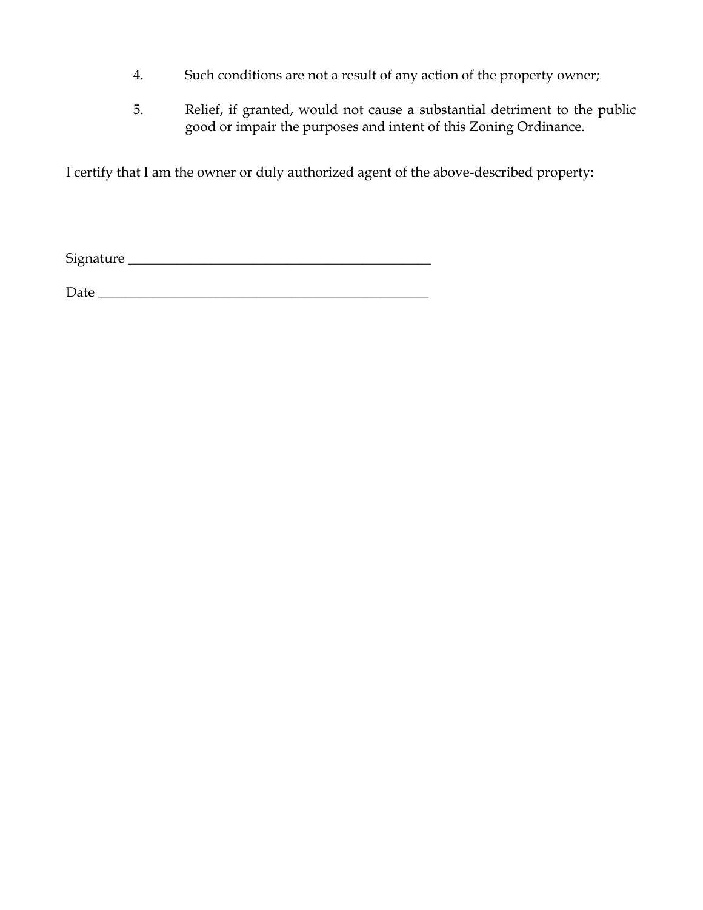4. Such conditions are not a result of any action of the property owner;

5. Relief, if granted, would not cause a substantial detriment to the public good or impair the purposes and intent of this Zoning Ordinance.

I certify that I am the owner or duly authorized agent of the above-described property:

Signature ____________________________________________

Date ________________________________________________